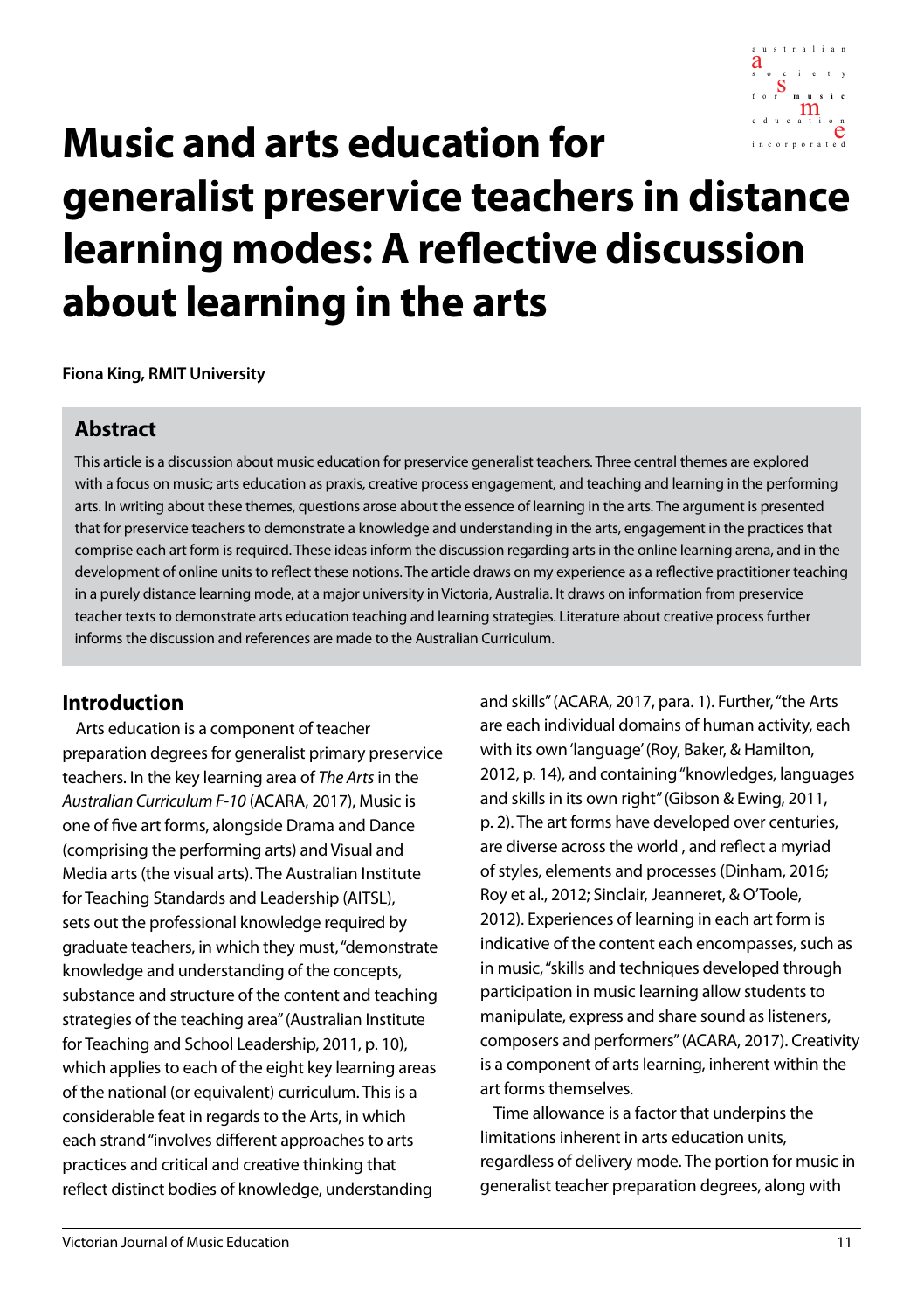# Music and arts education for generalist preservice teachers in distance learning modes: A reflective discussion about learning in the arts

**Fiona King, RMIT University**

## Abstract

This article is a discussion about music education for preservice generalist teachers. Three central themes are explored with a focus on music; arts education as praxis, creative process engagement, and teaching and learning in the performing arts. In writing about these themes, questions arose about the essence of learning in the arts. The argument is presented that for preservice teachers to demonstrate a knowledge and understanding in the arts, engagement in the practices that comprise each art form is required. These ideas inform the discussion regarding arts in the online learning arena, and in the development of online units to reflect these notions. The article draws on my experience as a reflective practitioner teaching in a purely distance learning mode, at a major university in Victoria, Australia. It draws on information from preservice teacher texts to demonstrate arts education teaching and learning strategies. Literature about creative process further informs the discussion and references are made to the Australian Curriculum.

## Introduction

Arts education is a component of teacher preparation degrees for generalist primary preservice teachers. In the key learning area of *The Arts* in the *Australian Curriculum F-10* (ACARA, 2017), Music is one of five art forms, alongside Drama and Dance (comprising the performing arts) and Visual and Media arts (the visual arts). The Australian Institute for Teaching Standards and Leadership (AITSL), sets out the professional knowledge required by graduate teachers, in which they must, "demonstrate knowledge and understanding of the concepts, substance and structure of the content and teaching strategies of the teaching area" (Australian Institute for Teaching and School Leadership, 2011, p. 10), which applies to each of the eight key learning areas of the national (or equivalent) curriculum. This is a considerable feat in regards to the Arts, in which each strand "involves different approaches to arts practices and critical and creative thinking that reflect distinct bodies of knowledge, understanding and skills" (ACARA, 2017, para. 1). Further, "the Arts are each individual domains of human activity, each with its own 'language' (Roy, Baker, & Hamilton, 2012, p. 14), and containing "knowledges, languages and skills in its own right" (Gibson & Ewing, 2011, p. 2). The art forms have developed over centuries, are diverse across the world , and reflect a myriad of styles, elements and processes (Dinham, 2016; Roy et al., 2012; Sinclair, Jeanneret, & O'Toole, 2012). Experiences of learning in each art form is indicative of the content each encompasses, such as in music, "skills and techniques developed through participation in music learning allow students to manipulate, express and share sound as listeners, composers and performers" (ACARA, 2017). Creativity is a component of arts learning, inherent within the art forms themselves.

Time allowance is a factor that underpins the limitations inherent in arts education units, regardless of delivery mode. The portion for music in generalist teacher preparation degrees, along with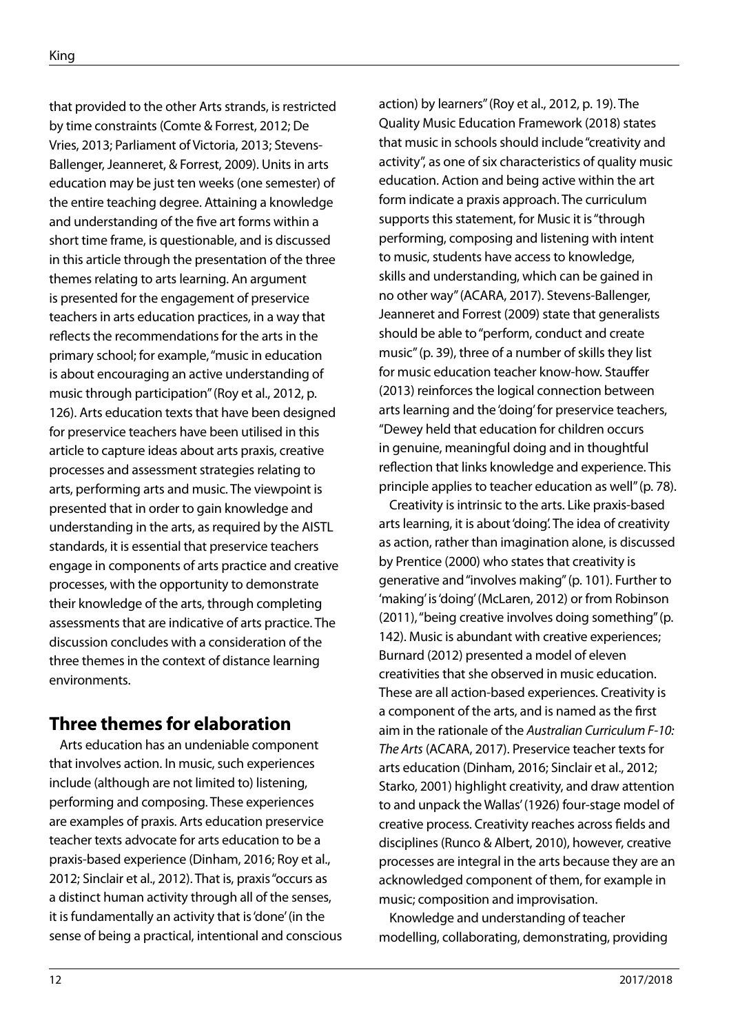that provided to the other Arts strands, is restricted by time constraints (Comte & Forrest, 2012; De Vries, 2013; Parliament of Victoria, 2013; Stevens-Ballenger, Jeanneret, & Forrest, 2009). Units in arts education may be just ten weeks (one semester) of the entire teaching degree. Attaining a knowledge and understanding of the five art forms within a short time frame, is questionable, and is discussed in this article through the presentation of the three themes relating to arts learning. An argument is presented for the engagement of preservice teachers in arts education practices, in a way that reflects the recommendations for the arts in the primary school; for example, "music in education is about encouraging an active understanding of music through participation" (Roy et al., 2012, p. 126). Arts education texts that have been designed for preservice teachers have been utilised in this article to capture ideas about arts praxis, creative processes and assessment strategies relating to arts, performing arts and music. The viewpoint is presented that in order to gain knowledge and understanding in the arts, as required by the AISTL standards, it is essential that preservice teachers engage in components of arts practice and creative processes, with the opportunity to demonstrate their knowledge of the arts, through completing assessments that are indicative of arts practice. The discussion concludes with a consideration of the three themes in the context of distance learning environments.

## Three themes for elaboration

Arts education has an undeniable component that involves action. In music, such experiences include (although are not limited to) listening, performing and composing. These experiences are examples of praxis. Arts education preservice teacher texts advocate for arts education to be a praxis-based experience (Dinham, 2016; Roy et al., 2012; Sinclair et al., 2012). That is, praxis "occurs as a distinct human activity through all of the senses, it is fundamentally an activity that is 'done' (in the sense of being a practical, intentional and conscious action) by learners" (Roy et al., 2012, p. 19). The Quality Music Education Framework (2018) states that music in schools should include "creativity and activity", as one of six characteristics of quality music education. Action and being active within the art form indicate a praxis approach. The curriculum supports this statement, for Music it is "through performing, composing and listening with intent to music, students have access to knowledge, skills and understanding, which can be gained in no other way" (ACARA, 2017). Stevens-Ballenger, Jeanneret and Forrest (2009) state that generalists should be able to "perform, conduct and create music" (p. 39), three of a number of skills they list for music education teacher know-how. Stauffer (2013) reinforces the logical connection between arts learning and the 'doing' for preservice teachers, "Dewey held that education for children occurs in genuine, meaningful doing and in thoughtful reflection that links knowledge and experience. This principle applies to teacher education as well" (p. 78).

Creativity is intrinsic to the arts. Like praxis-based arts learning, it is about 'doing'. The idea of creativity as action, rather than imagination alone, is discussed by Prentice (2000) who states that creativity is generative and "involves making" (p. 101). Further to 'making' is 'doing' (McLaren, 2012) or from Robinson (2011), "being creative involves doing something" (p. 142). Music is abundant with creative experiences; Burnard (2012) presented a model of eleven creativities that she observed in music education. These are all action-based experiences. Creativity is a component of the arts, and is named as the first aim in the rationale of the *Australian Curriculum F-10: The Arts* (ACARA, 2017). Preservice teacher texts for arts education (Dinham, 2016; Sinclair et al., 2012; Starko, 2001) highlight creativity, and draw attention to and unpack the Wallas' (1926) four-stage model of creative process. Creativity reaches across fields and disciplines (Runco & Albert, 2010), however, creative processes are integral in the arts because they are an acknowledged component of them, for example in music; composition and improvisation.

Knowledge and understanding of teacher modelling, collaborating, demonstrating, providing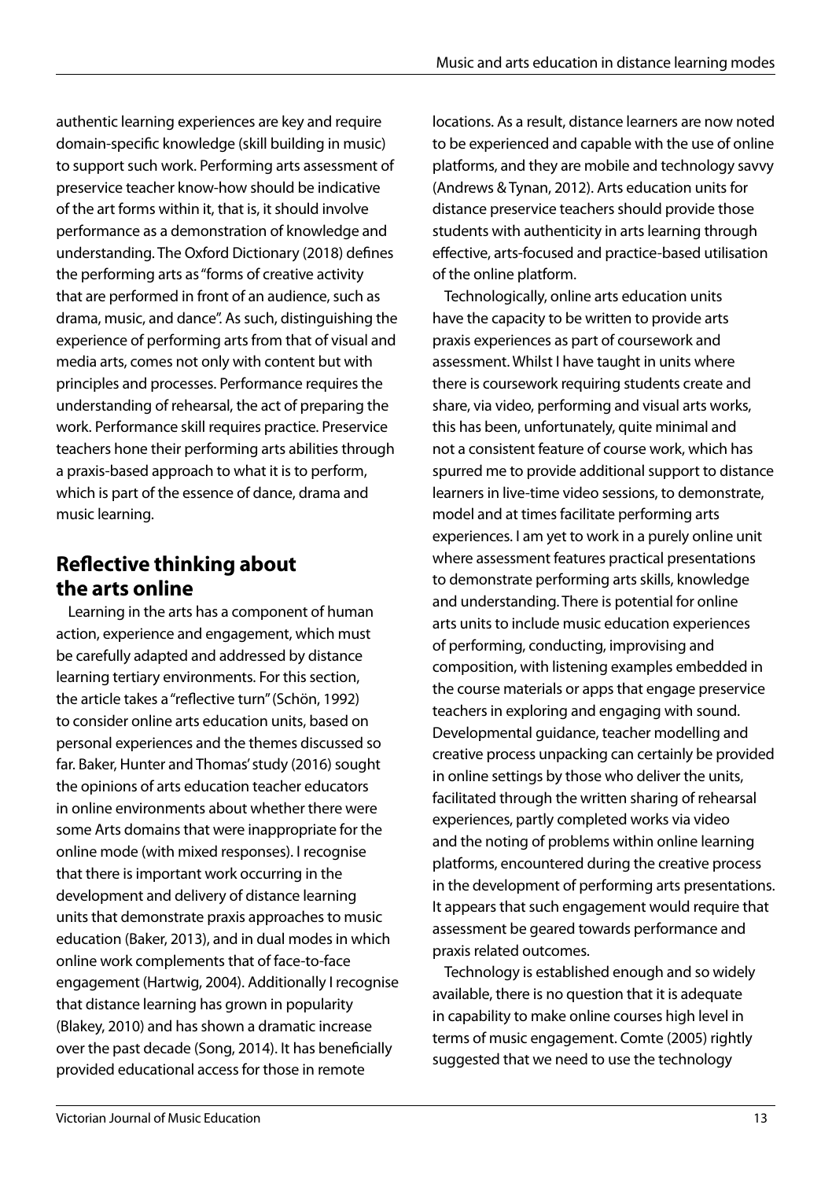authentic learning experiences are key and require domain-specific knowledge (skill building in music) to support such work. Performing arts assessment of preservice teacher know-how should be indicative of the art forms within it, that is, it should involve performance as a demonstration of knowledge and understanding. The Oxford Dictionary (2018) defines the performing arts as "forms of creative activity that are performed in front of an audience, such as drama, music, and dance". As such, distinguishing the experience of performing arts from that of visual and media arts, comes not only with content but with principles and processes. Performance requires the understanding of rehearsal, the act of preparing the work. Performance skill requires practice. Preservice teachers hone their performing arts abilities through a praxis-based approach to what it is to perform, which is part of the essence of dance, drama and music learning.

## Reflective thinking about the arts online

Learning in the arts has a component of human action, experience and engagement, which must be carefully adapted and addressed by distance learning tertiary environments. For this section, the article takes a "reflective turn" (Schön, 1992) to consider online arts education units, based on personal experiences and the themes discussed so far. Baker, Hunter and Thomas' study (2016) sought the opinions of arts education teacher educators in online environments about whether there were some Arts domains that were inappropriate for the online mode (with mixed responses). I recognise that there is important work occurring in the development and delivery of distance learning units that demonstrate praxis approaches to music education (Baker, 2013), and in dual modes in which online work complements that of face-to-face engagement (Hartwig, 2004). Additionally I recognise that distance learning has grown in popularity (Blakey, 2010) and has shown a dramatic increase over the past decade (Song, 2014). It has beneficially provided educational access for those in remote locations. As a result, distance learners are now noted to be experienced and capable with the use of online platforms, and they are mobile and technology savvy (Andrews & Tynan, 2012). Arts education units for distance preservice teachers should provide those students with authenticity in arts learning through effective, arts-focused and practice-based utilisation of the online platform.

Technologically, online arts education units have the capacity to be written to provide arts praxis experiences as part of coursework and assessment. Whilst I have taught in units where there is coursework requiring students create and share, via video, performing and visual arts works, this has been, unfortunately, quite minimal and not a consistent feature of course work, which has spurred me to provide additional support to distance learners in live-time video sessions, to demonstrate, model and at times facilitate performing arts experiences. I am yet to work in a purely online unit where assessment features practical presentations to demonstrate performing arts skills, knowledge and understanding. There is potential for online arts units to include music education experiences of performing, conducting, improvising and composition, with listening examples embedded in the course materials or apps that engage preservice teachers in exploring and engaging with sound. Developmental guidance, teacher modelling and creative process unpacking can certainly be provided in online settings by those who deliver the units, facilitated through the written sharing of rehearsal experiences, partly completed works via video and the noting of problems within online learning platforms, encountered during the creative process in the development of performing arts presentations. It appears that such engagement would require that assessment be geared towards performance and praxis related outcomes.

Technology is established enough and so widely available, there is no question that it is adequate in capability to make online courses high level in terms of music engagement. Comte (2005) rightly suggested that we need to use the technology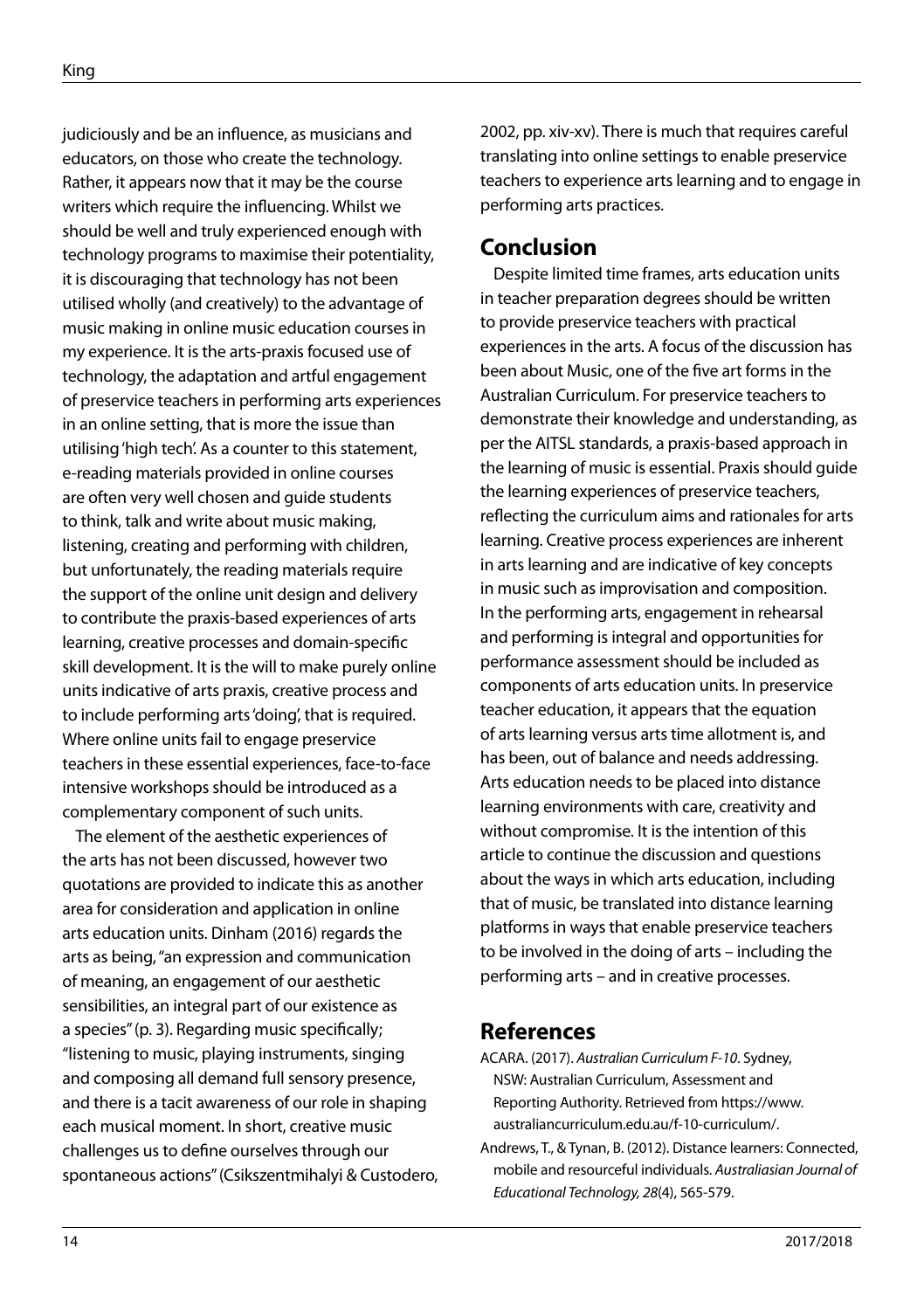judiciously and be an influence, as musicians and educators, on those who create the technology. Rather, it appears now that it may be the course writers which require the influencing. Whilst we should be well and truly experienced enough with technology programs to maximise their potentiality, it is discouraging that technology has not been utilised wholly (and creatively) to the advantage of music making in online music education courses in my experience. It is the arts-praxis focused use of technology, the adaptation and artful engagement of preservice teachers in performing arts experiences in an online setting, that is more the issue than utilising 'high tech'. As a counter to this statement, e-reading materials provided in online courses are often very well chosen and guide students to think, talk and write about music making, listening, creating and performing with children, but unfortunately, the reading materials require the support of the online unit design and delivery to contribute the praxis-based experiences of arts learning, creative processes and domain-specific skill development. It is the will to make purely online units indicative of arts praxis, creative process and to include performing arts 'doing', that is required. Where online units fail to engage preservice teachers in these essential experiences, face-to-face intensive workshops should be introduced as a complementary component of such units.

The element of the aesthetic experiences of the arts has not been discussed, however two quotations are provided to indicate this as another area for consideration and application in online arts education units. Dinham (2016) regards the arts as being, "an expression and communication of meaning, an engagement of our aesthetic sensibilities, an integral part of our existence as a species" (p. 3). Regarding music specifically; "listening to music, playing instruments, singing and composing all demand full sensory presence, and there is a tacit awareness of our role in shaping each musical moment. In short, creative music challenges us to define ourselves through our spontaneous actions" (Csikszentmihalyi & Custodero, 2002, pp. xiv-xv). There is much that requires careful translating into online settings to enable preservice teachers to experience arts learning and to engage in performing arts practices.

## Conclusion

Despite limited time frames, arts education units in teacher preparation degrees should be written to provide preservice teachers with practical experiences in the arts. A focus of the discussion has been about Music, one of the five art forms in the Australian Curriculum. For preservice teachers to demonstrate their knowledge and understanding, as per the AITSL standards, a praxis-based approach in the learning of music is essential. Praxis should guide the learning experiences of preservice teachers, reflecting the curriculum aims and rationales for arts learning. Creative process experiences are inherent in arts learning and are indicative of key concepts in music such as improvisation and composition. In the performing arts, engagement in rehearsal and performing is integral and opportunities for performance assessment should be included as components of arts education units. In preservice teacher education, it appears that the equation of arts learning versus arts time allotment is, and has been, out of balance and needs addressing. Arts education needs to be placed into distance learning environments with care, creativity and without compromise. It is the intention of this article to continue the discussion and questions about the ways in which arts education, including that of music, be translated into distance learning platforms in ways that enable preservice teachers to be involved in the doing of arts – including the performing arts – and in creative processes.

## References

ACARA. (2017). *Australian Curriculum F-10*. Sydney, NSW: Australian Curriculum, Assessment and Reporting Authority. Retrieved from https://www.australiancurriculum.edu.au/f-10-curriculum/.

Andrews, T., & Tynan, B. (2012). Distance learners: Connected, mobile and resourceful individuals. *Australiasian Journal of Educational Technology, 28*(4), 565-579.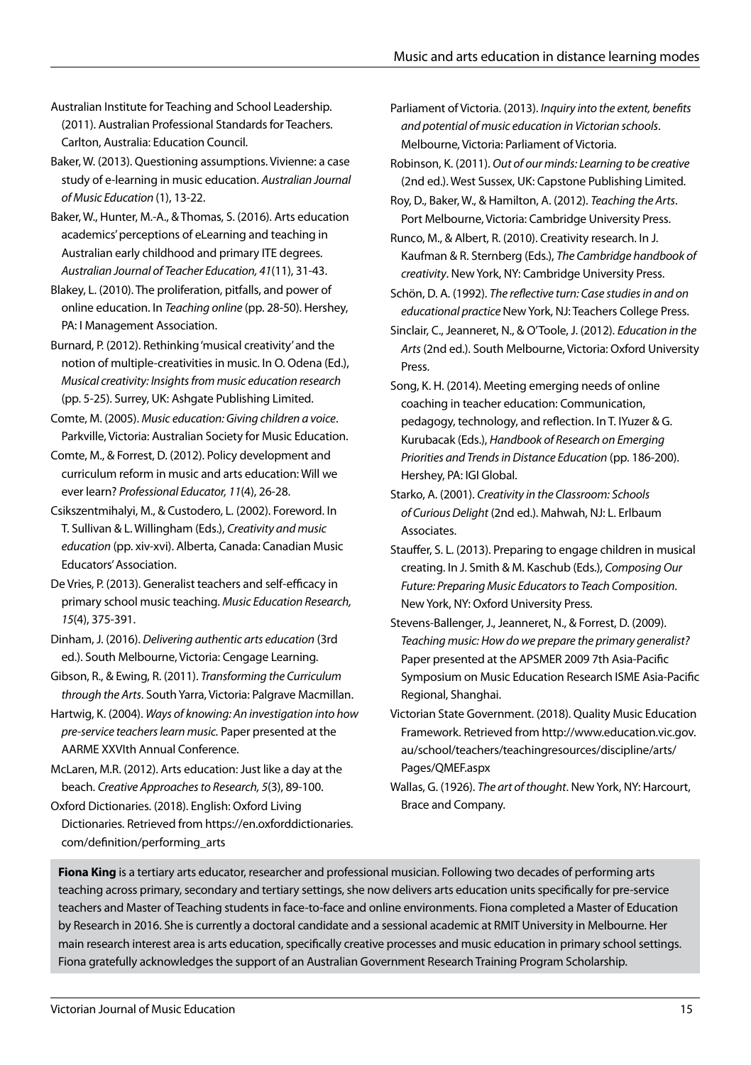Australian Institute for Teaching and School Leadership. (2011). Australian Professional Standards for Teachers. Carlton, Australia: Education Council.

Baker, W. (2013). Questioning assumptions. Vivienne: a case study of e-learning in music education. *Australian Journal of Music Education* (1), 13-22.

Baker, W., Hunter, M.-A., & Thomas, S. (2016). Arts education academics' perceptions of eLearning and teaching in Australian early childhood and primary ITE degrees. *Australian Journal of Teacher Education, 41*(11), 31-43.

Blakey, L. (2010). The proliferation, pitfalls, and power of online education. In *Teaching online* (pp. 28-50). Hershey, PA: I Management Association.

Burnard, P. (2012). Rethinking 'musical creativity' and the notion of multiple-creativities in music. In O. Odena (Ed.), *Musical creativity: Insights from music education research* (pp. 5-25). Surrey, UK: Ashgate Publishing Limited.

Comte, M. (2005). *Music education: Giving children a voice*. Parkville, Victoria: Australian Society for Music Education.

Comte, M., & Forrest, D. (2012). Policy development and curriculum reform in music and arts education: Will we ever learn? *Professional Educator, 11*(4), 26-28.

Csikszentmihalyi, M., & Custodero, L. (2002). Foreword. In T. Sullivan & L. Willingham (Eds.), *Creativity and music education* (pp. xiv-xvi). Alberta, Canada: Canadian Music Educators' Association.

De Vries, P. (2013). Generalist teachers and self-efficacy in primary school music teaching. *Music Education Research, 15*(4), 375-391.

Dinham, J. (2016). *Delivering authentic arts education* (3rd ed.). South Melbourne, Victoria: Cengage Learning.

Gibson, R., & Ewing, R. (2011). *Transforming the Curriculum through the Arts*. South Yarra, Victoria: Palgrave Macmillan.

Hartwig, K. (2004). *Ways of knowing: An investigation into how pre-service teachers learn music.* Paper presented at the AARME XXVIth Annual Conference.

McLaren, M.R. (2012). Arts education: Just like a day at the beach. *Creative Approaches to Research, 5*(3), 89-100.

Oxford Dictionaries. (2018). English: Oxford Living Dictionaries. Retrieved from https://en.oxforddictionaries.com/definition/performing_arts

Parliament of Victoria. (2013). *Inquiry into the extent, benefits and potential of music education in Victorian schools*. Melbourne, Victoria: Parliament of Victoria.

Robinson, K. (2011). *Out of our minds: Learning to be creative* (2nd ed.). West Sussex, UK: Capstone Publishing Limited.

Roy, D., Baker, W., & Hamilton, A. (2012). *Teaching the Arts*. Port Melbourne, Victoria: Cambridge University Press.

Runco, M., & Albert, R. (2010). Creativity research. In J. Kaufman & R. Sternberg (Eds.), *The Cambridge handbook of creativity*. New York, NY: Cambridge University Press.

Schön, D. A. (1992). *The reflective turn: Case studies in and on educational practice* New York, NJ: Teachers College Press.

Sinclair, C., Jeanneret, N., & O'Toole, J. (2012). *Education in the Arts* (2nd ed.). South Melbourne, Victoria: Oxford University Press.

Song, K. H. (2014). Meeting emerging needs of online coaching in teacher education: Communication, pedagogy, technology, and reflection. In T. IYuzer & G. Kurubacak (Eds.), *Handbook of Research on Emerging Priorities and Trends in Distance Education* (pp. 186-200). Hershey, PA: IGI Global.

Starko, A. (2001). *Creativity in the Classroom: Schools of Curious Delight* (2nd ed.). Mahwah, NJ: L. Erlbaum Associates.

Stauffer, S. L. (2013). Preparing to engage children in musical creating. In J. Smith & M. Kaschub (Eds.), *Composing Our Future: Preparing Music Educators to Teach Composition*. New York, NY: Oxford University Press.

Stevens-Ballenger, J., Jeanneret, N., & Forrest, D. (2009). *Teaching music: How do we prepare the primary generalist?* Paper presented at the APSMER 2009 7th Asia-Pacific Symposium on Music Education Research ISME Asia-Pacific Regional, Shanghai.

Victorian State Government. (2018). Quality Music Education Framework. Retrieved from http://www.education.vic.gov.au/school/teachers/teachingresources/discipline/arts/Pages/QMEF.aspx

Wallas, G. (1926). *The art of thought*. New York, NY: Harcourt, Brace and Company.

**Fiona King** is a tertiary arts educator, researcher and professional musician. Following two decades of performing arts teaching across primary, secondary and tertiary settings, she now delivers arts education units specifically for pre-service teachers and Master of Teaching students in face-to-face and online environments. Fiona completed a Master of Education by Research in 2016. She is currently a doctoral candidate and a sessional academic at RMIT University in Melbourne. Her main research interest area is arts education, specifically creative processes and music education in primary school settings. Fiona gratefully acknowledges the support of an Australian Government Research Training Program Scholarship.